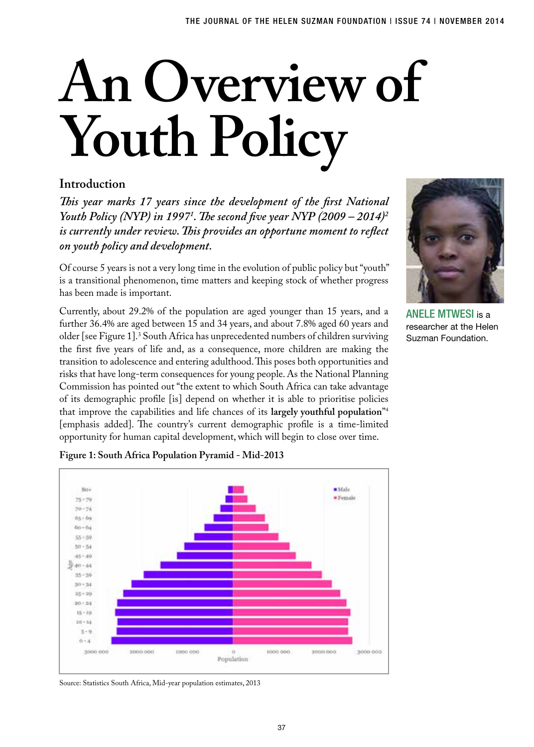# An Overview of Youth Policy

## Introduction

*This year marks 17 years since the development of the first National Youth Policy (NYP) in 1997[1]. The second five year NYP (2009 – 2014)[2] is currently under review. This provides an opportune moment to reflect on youth policy and development.*

Of course 5 years is not a very long time in the evolution of public policy but "youth" is a transitional phenomenon, time matters and keeping stock of whether progress has been made is important.

Currently, about 29.2% of the population are aged younger than 15 years, and a further 36.4% are aged between 15 and 34 years, and about 7.8% aged 60 years and older [see Figure 1].[3] South Africa has unprecedented numbers of children surviving the first five years of life and, as a consequence, more children are making the transition to adolescence and entering adulthood. This poses both opportunities and risks that have long-term consequences for young people. As the National Planning Commission has pointed out "the extent to which South Africa can take advantage of its demographic profile [is] depend on whether it is able to prioritise policies that improve the capabilities and life chances of its **largely youthful population**"[4] [emphasis added]. The country's current demographic profile is a time-limited opportunity for human capital development, which will begin to close over time.

**ANELE MTWESI** is a researcher at the Helen Suzman Foundation.

**Figure 1: South Africa Population Pyramid - Mid-2013**

Source: Statistics South Africa, Mid-year population estimates, 2013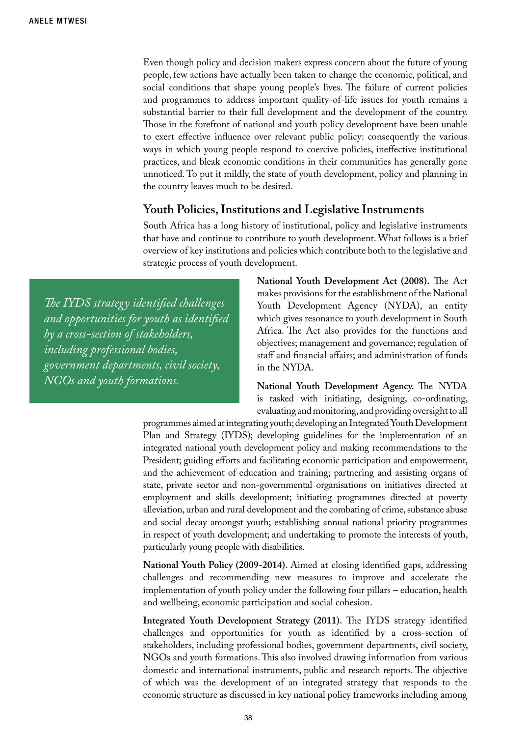Even though policy and decision makers express concern about the future of young people, few actions have actually been taken to change the economic, political, and social conditions that shape young people's lives. The failure of current policies and programmes to address important quality-of-life issues for youth remains a substantial barrier to their full development and the development of the country. Those in the forefront of national and youth policy development have been unable to exert effective influence over relevant public policy: consequently the various ways in which young people respond to coercive policies, ineffective institutional practices, and bleak economic conditions in their communities has generally gone unnoticed. To put it mildly, the state of youth development, policy and planning in the country leaves much to be desired.

## Youth Policies, Institutions and Legislative Instruments

South Africa has a long history of institutional, policy and legislative instruments that have and continue to contribute to youth development. What follows is a brief overview of key institutions and policies which contribute both to the legislative and strategic process of youth development.

> *The IYDS strategy identified challenges and opportunities for youth as identified by a cross-section of stakeholders, including professional bodies, government departments, civil society, NGOs and youth formations.*

**National Youth Development Act (2008).** The Act makes provisions for the establishment of the National Youth Development Agency (NYDA), an entity which gives resonance to youth development in South Africa. The Act also provides for the functions and objectives; management and governance; regulation of staff and financial affairs; and administration of funds in the NYDA.

**National Youth Development Agency.** The NYDA is tasked with initiating, designing, co-ordinating, evaluating and monitoring, and providing oversight to all programmes aimed at integrating youth; developing an Integrated Youth Development Plan and Strategy (IYDS); developing guidelines for the implementation of an integrated national youth development policy and making recommendations to the President; guiding efforts and facilitating economic participation and empowerment, and the achievement of education and training; partnering and assisting organs of state, private sector and non-governmental organisations on initiatives directed at employment and skills development; initiating programmes directed at poverty alleviation, urban and rural development and the combating of crime, substance abuse and social decay amongst youth; establishing annual national priority programmes in respect of youth development; and undertaking to promote the interests of youth, particularly young people with disabilities.

**National Youth Policy (2009-2014).** Aimed at closing identified gaps, addressing challenges and recommending new measures to improve and accelerate the implementation of youth policy under the following four pillars – education, health and wellbeing, economic participation and social cohesion.

**Integrated Youth Development Strategy (2011).** The IYDS strategy identified challenges and opportunities for youth as identified by a cross-section of stakeholders, including professional bodies, government departments, civil society, NGOs and youth formations. This also involved drawing information from various domestic and international instruments, public and research reports. The objective of which was the development of an integrated strategy that responds to the economic structure as discussed in key national policy frameworks including among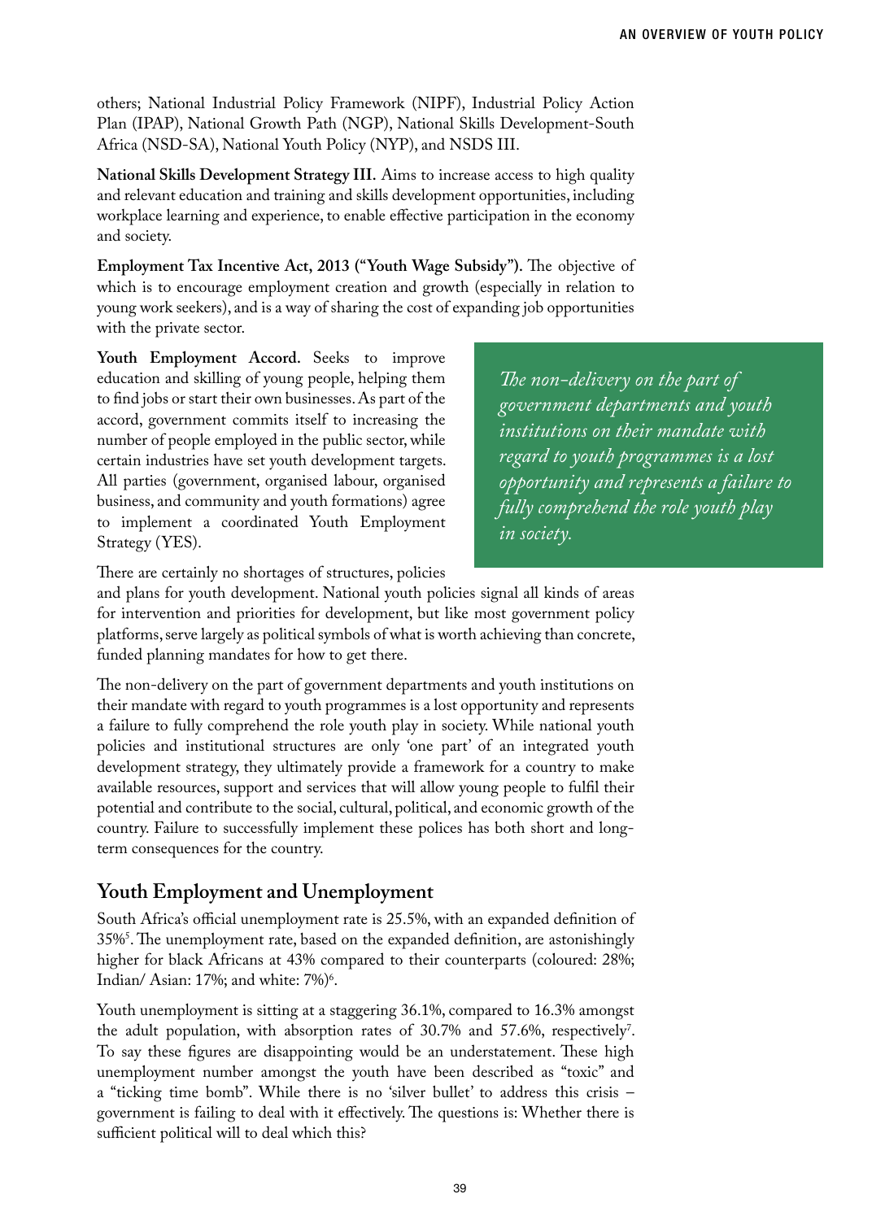others; National Industrial Policy Framework (NIPF), Industrial Policy Action Plan (IPAP), National Growth Path (NGP), National Skills Development-South Africa (NSD-SA), National Youth Policy (NYP), and NSDS III.

**National Skills Development Strategy III.** Aims to increase access to high quality and relevant education and training and skills development opportunities, including workplace learning and experience, to enable effective participation in the economy and society.

**Employment Tax Incentive Act, 2013 ("Youth Wage Subsidy").** The objective of which is to encourage employment creation and growth (especially in relation to young work seekers), and is a way of sharing the cost of expanding job opportunities with the private sector.

**Youth Employment Accord.** Seeks to improve education and skilling of young people, helping them to find jobs or start their own businesses. As part of the accord, government commits itself to increasing the number of people employed in the public sector, while certain industries have set youth development targets. All parties (government, organised labour, organised business, and community and youth formations) agree to implement a coordinated Youth Employment Strategy (YES).

> *The non-delivery on the part of government departments and youth institutions on their mandate with regard to youth programmes is a lost opportunity and represents a failure to fully comprehend the role youth play in society.*

There are certainly no shortages of structures, policies and plans for youth development. National youth policies signal all kinds of areas for intervention and priorities for development, but like most government policy platforms, serve largely as political symbols of what is worth achieving than concrete, funded planning mandates for how to get there.

The non-delivery on the part of government departments and youth institutions on their mandate with regard to youth programmes is a lost opportunity and represents a failure to fully comprehend the role youth play in society. While national youth policies and institutional structures are only 'one part' of an integrated youth development strategy, they ultimately provide a framework for a country to make available resources, support and services that will allow young people to fulfil their potential and contribute to the social, cultural, political, and economic growth of the country. Failure to successfully implement these polices has both short and long-term consequences for the country.

## Youth Employment and Unemployment

South Africa's official unemployment rate is 25.5%, with an expanded definition of 35%[5]. The unemployment rate, based on the expanded definition, are astonishingly higher for black Africans at 43% compared to their counterparts (coloured: 28%; Indian/ Asian: 17%; and white: 7%)[6].

Youth unemployment is sitting at a staggering 36.1%, compared to 16.3% amongst the adult population, with absorption rates of 30.7% and 57.6%, respectively[7]. To say these figures are disappointing would be an understatement. These high unemployment number amongst the youth have been described as "toxic" and a "ticking time bomb". While there is no 'silver bullet' to address this crisis – government is failing to deal with it effectively. The questions is: Whether there is sufficient political will to deal which this?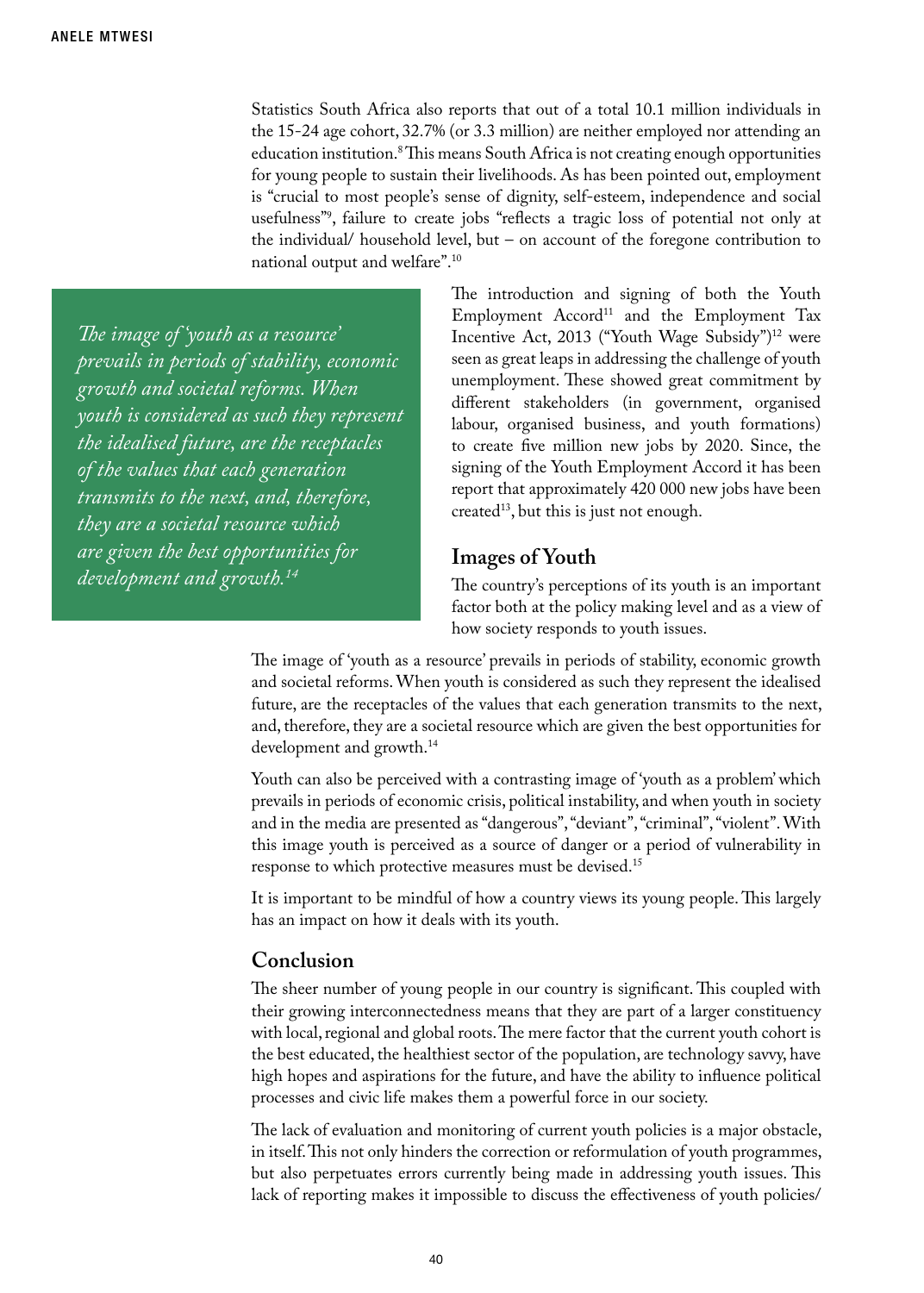Statistics South Africa also reports that out of a total 10.1 million individuals in the 15-24 age cohort, 32.7% (or 3.3 million) are neither employed nor attending an education institution.[8] This means South Africa is not creating enough opportunities for young people to sustain their livelihoods. As has been pointed out, employment is "crucial to most people's sense of dignity, self-esteem, independence and social usefulness"[9], failure to create jobs "reflects a tragic loss of potential not only at the individual/ household level, but – on account of the foregone contribution to national output and welfare".[10]

The introduction and signing of both the Youth Employment Accord[11] and the Employment Tax Incentive Act, 2013 ("Youth Wage Subsidy")[12] were seen as great leaps in addressing the challenge of youth unemployment. These showed great commitment by different stakeholders (in government, organised labour, organised business, and youth formations) to create five million new jobs by 2020. Since, the signing of the Youth Employment Accord it has been report that approximately 420 000 new jobs have been created[13], but this is just not enough.

> *The image of 'youth as a resource' prevails in periods of stability, economic growth and societal reforms. When youth is considered as such they represent the idealised future, are the receptacles of the values that each generation transmits to the next, and, therefore, they are a societal resource which are given the best opportunities for development and growth.[14]*

## Images of Youth

The country's perceptions of its youth is an important factor both at the policy making level and as a view of how society responds to youth issues.

The image of 'youth as a resource' prevails in periods of stability, economic growth and societal reforms. When youth is considered as such they represent the idealised future, are the receptacles of the values that each generation transmits to the next, and, therefore, they are a societal resource which are given the best opportunities for development and growth.[14]

Youth can also be perceived with a contrasting image of 'youth as a problem' which prevails in periods of economic crisis, political instability, and when youth in society and in the media are presented as "dangerous", "deviant", "criminal", "violent". With this image youth is perceived as a source of danger or a period of vulnerability in response to which protective measures must be devised.[15]

It is important to be mindful of how a country views its young people. This largely has an impact on how it deals with its youth.

## Conclusion

The sheer number of young people in our country is significant. This coupled with their growing interconnectedness means that they are part of a larger constituency with local, regional and global roots. The mere factor that the current youth cohort is the best educated, the healthiest sector of the population, are technology savvy, have high hopes and aspirations for the future, and have the ability to influence political processes and civic life makes them a powerful force in our society.

The lack of evaluation and monitoring of current youth policies is a major obstacle, in itself. This not only hinders the correction or reformulation of youth programmes, but also perpetuates errors currently being made in addressing youth issues. This lack of reporting makes it impossible to discuss the effectiveness of youth policies/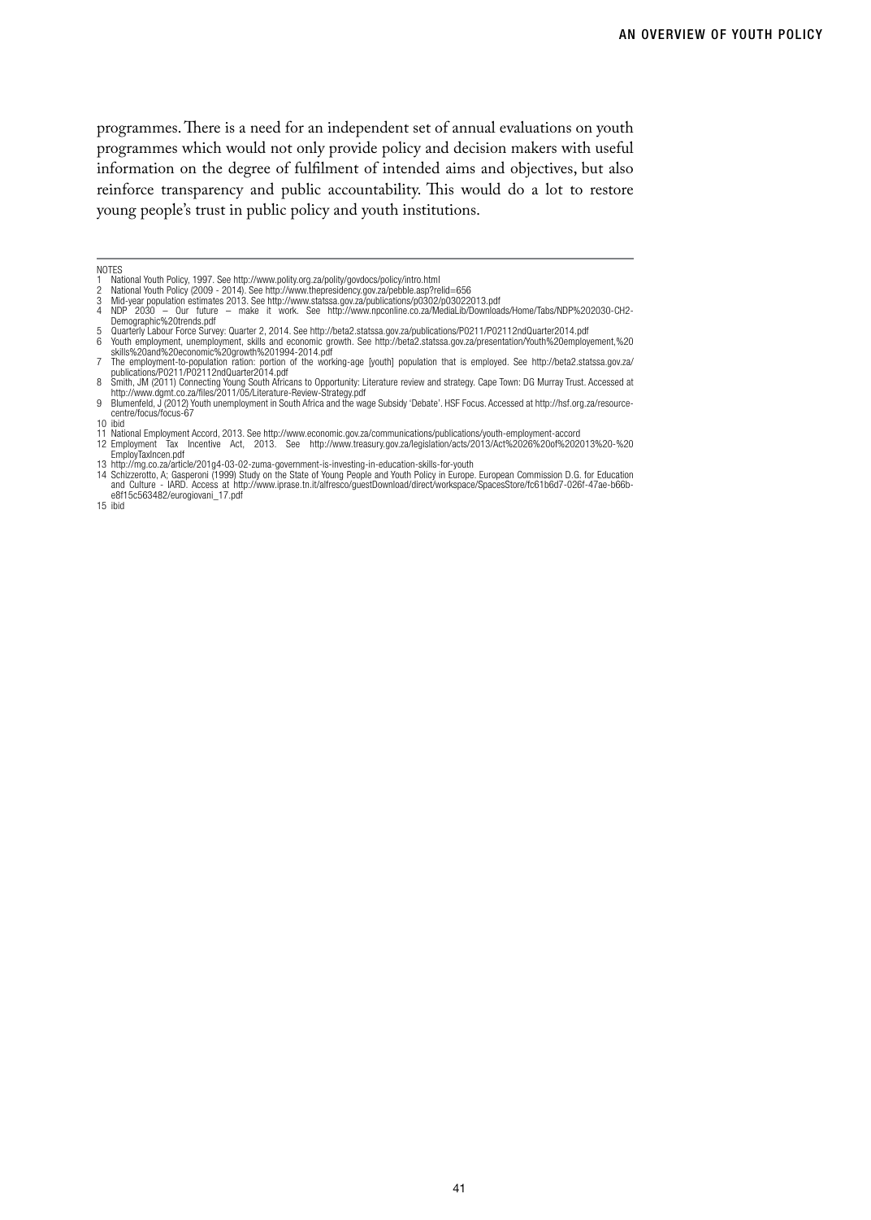programmes. There is a need for an independent set of annual evaluations on youth programmes which would not only provide policy and decision makers with useful information on the degree of fulfilment of intended aims and objectives, but also reinforce transparency and public accountability. This would do a lot to restore young people's trust in public policy and youth institutions.

---

NOTES

1 National Youth Policy, 1997. See http://www.polity.org.za/polity/govdocs/policy/intro.html
2 National Youth Policy (2009 - 2014). See http://www.thepresidency.gov.za/pebble.asp?relid=656
3 Mid-year population estimates 2013. See http://www.statssa.gov.za/publications/p0302/p03022013.pdf
4 NDP 2030 – Our future – make it work. See http://www.npconline.co.za/MediaLib/Downloads/Home/Tabs/NDP%202030-CH2-Demographic%20trends.pdf
5 Quarterly Labour Force Survey: Quarter 2, 2014. See http://beta2.statssa.gov.za/publications/P0211/P02112ndQuarter2014.pdf
6 Youth employment, unemployment, skills and economic growth. See http://beta2.statssa.gov.za/presentation/Youth%20employement,%20skills%20and%20economic%20growth%201994-2014.pdf
7 The employment-to-population ration: portion of the working-age [youth] population that is employed. See http://beta2.statssa.gov.za/publications/P0211/P02112ndQuarter2014.pdf
8 Smith, JM (2011) Connecting Young South Africans to Opportunity: Literature review and strategy. Cape Town: DG Murray Trust. Accessed at http://www.dgmt.co.za/files/2011/05/Literature-Review-Strategy.pdf
9 Blumenfeld, J (2012) Youth unemployment in South Africa and the wage Subsidy 'Debate'. HSF Focus. Accessed at http://hsf.org.za/resource-centre/focus/focus-67
10 ibid
11 National Employment Accord, 2013. See http://www.economic.gov.za/communications/publications/youth-employment-accord
12 Employment Tax Incentive Act, 2013. See http://www.treasury.gov.za/legislation/acts/2013/Act%2026%20of%202013%20-%20EmployTaxIncen.pdf
13 http://mg.co.za/article/201g4-03-02-zuma-government-is-investing-in-education-skills-for-youth
14 Schizzerotto, A; Gasperoni (1999) Study on the State of Young People and Youth Policy in Europe. European Commission D.G. for Education and Culture - IARD. Access at http://www.iprase.tn.it/alfresco/guestDownload/direct/workspace/SpacesStore/fc61b6d7-026f-47ae-b66b-e8f15c563482/eurogiovani_17.pdf
15 ibid